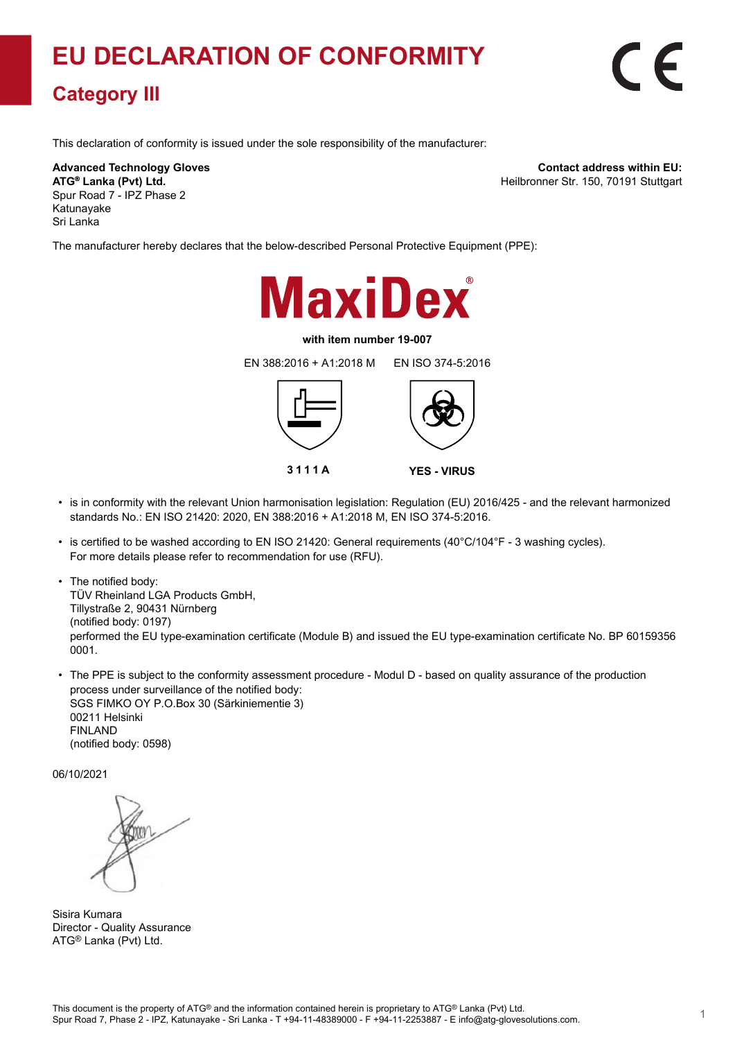# EU DECLARATION OF CONFORMITY

## Category III

This declaration of conformity is issued under the sole responsibility of the manufacturer:

**Advanced Technology Gloves**
**ATG® Lanka (Pvt) Ltd.**
Spur Road 7 - IPZ Phase 2
Katunayake
Sri Lanka

**Contact address within EU:**
Heilbronner Str. 150, 70191 Stuttgart

The manufacturer hereby declares that the below-described Personal Protective Equipment (PPE):

**MaxiDex®**

**with item number 19-007**

| EN 388:2016 + A1:2018 M | EN ISO 374-5:2016 |
|---|---|
| **3 1 1 1 A** | **YES - VIRUS** |

- is in conformity with the relevant Union harmonisation legislation: Regulation (EU) 2016/425 - and the relevant harmonized standards No.: EN ISO 21420: 2020, EN 388:2016 + A1:2018 M, EN ISO 374-5:2016.
- is certified to be washed according to EN ISO 21420: General requirements (40°C/104°F - 3 washing cycles). For more details please refer to recommendation for use (RFU).
- The notified body:
  TÜV Rheinland LGA Products GmbH,
  Tillystraße 2, 90431 Nürnberg
  (notified body: 0197)
  performed the EU type-examination certificate (Module B) and issued the EU type-examination certificate No. BP 60159356 0001.
- The PPE is subject to the conformity assessment procedure - Modul D - based on quality assurance of the production process under surveillance of the notified body:
  SGS FIMKO OY P.O.Box 30 (Särkiniementie 3)
  00211 Helsinki
  FINLAND
  (notified body: 0598)

06/10/2021

Sisira Kumara
Director - Quality Assurance
ATG® Lanka (Pvt) Ltd.

This document is the property of ATG® and the information contained herein is proprietary to ATG® Lanka (Pvt) Ltd.
Spur Road 7, Phase 2 - IPZ, Katunayake - Sri Lanka - T +94-11-48389000 - F +94-11-2253887 - E info@atg-glovesolutions.com.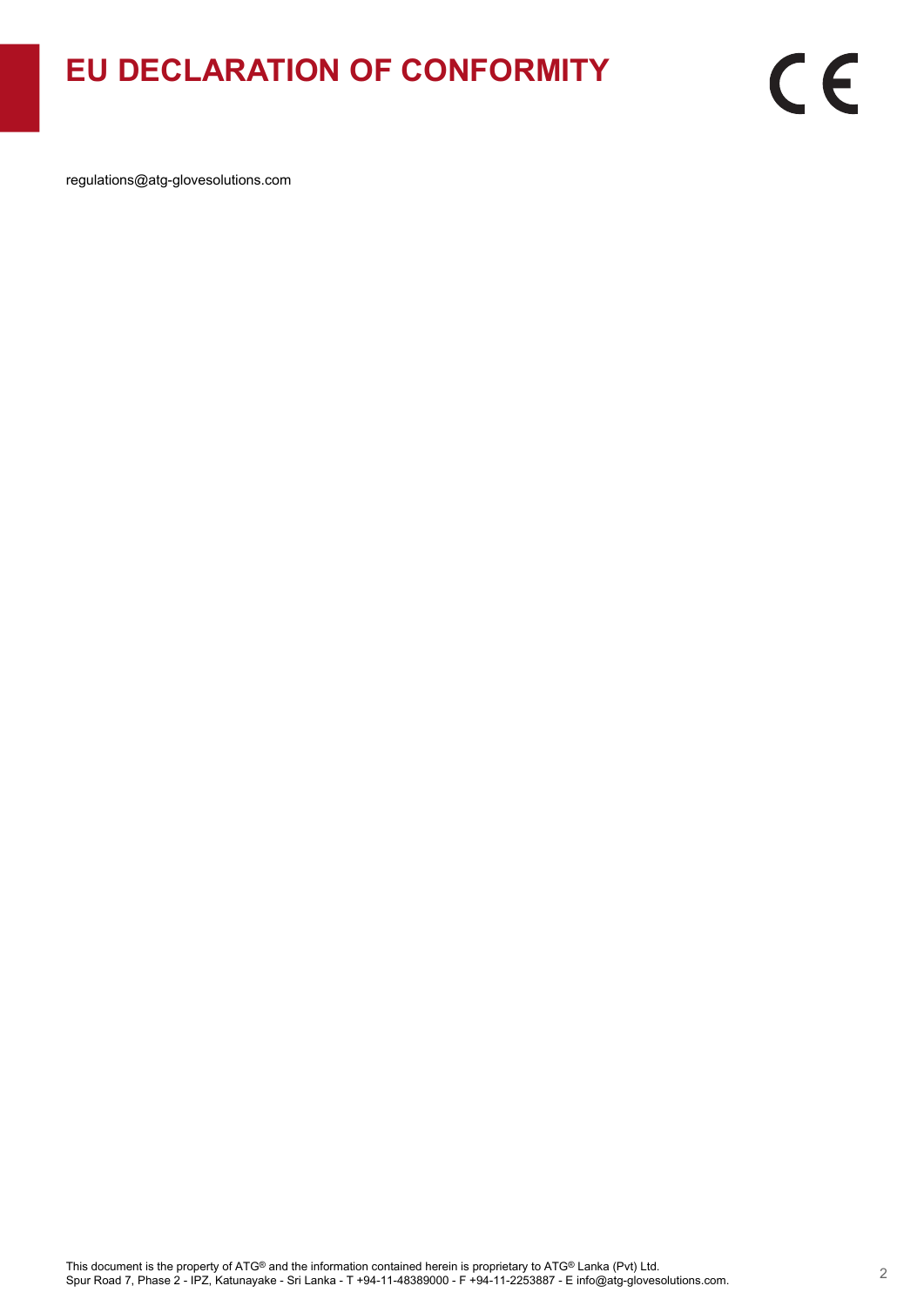regulations@atg-glovesolutions.com